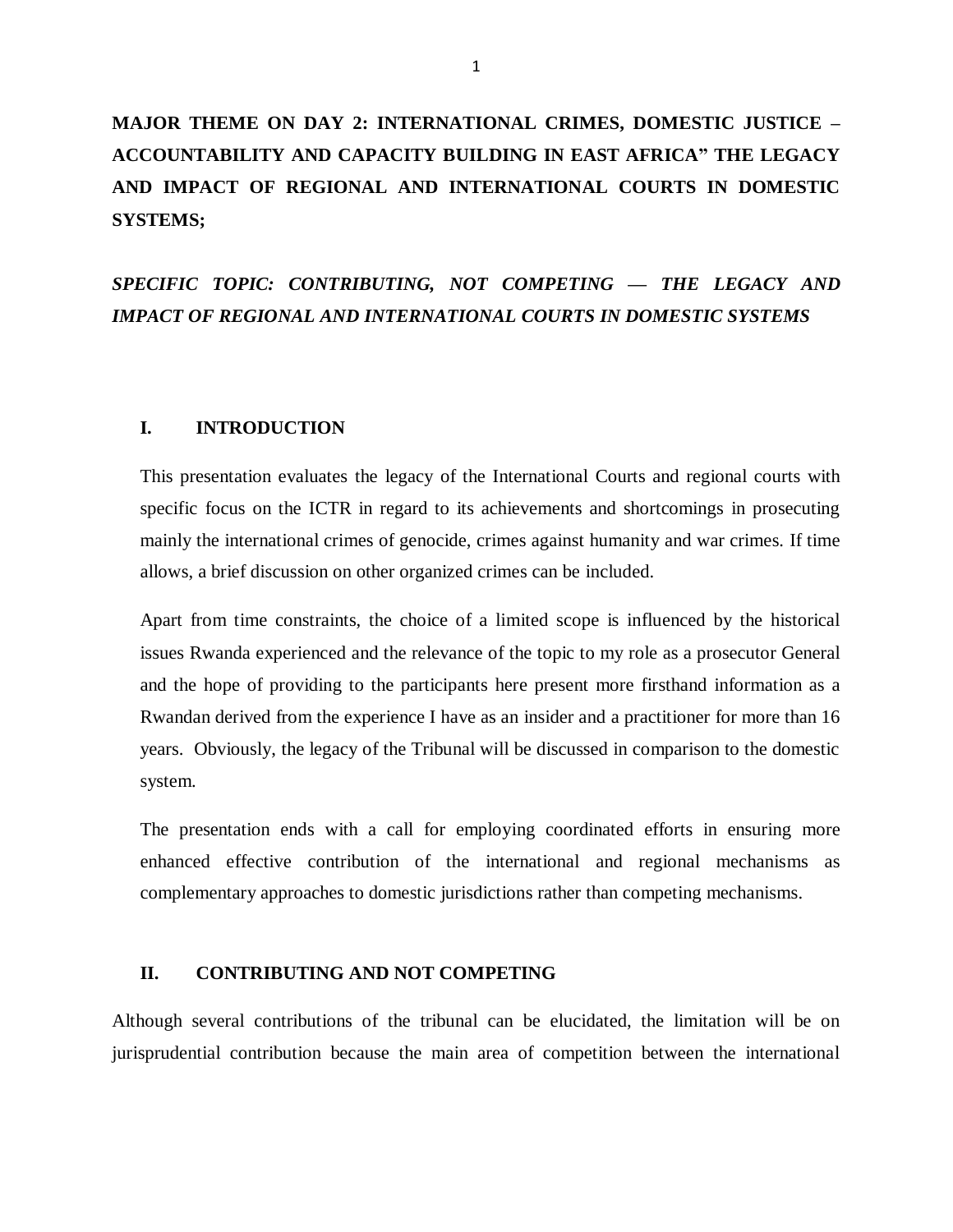**MAJOR THEME ON DAY 2: INTERNATIONAL CRIMES, DOMESTIC JUSTICE – ACCOUNTABILITY AND CAPACITY BUILDING IN EAST AFRICA" THE LEGACY AND IMPACT OF REGIONAL AND INTERNATIONAL COURTS IN DOMESTIC SYSTEMS;**

***SPECIFIC TOPIC: CONTRIBUTING, NOT COMPETING — THE LEGACY AND IMPACT OF REGIONAL AND INTERNATIONAL COURTS IN DOMESTIC SYSTEMS***

## I. INTRODUCTION

This presentation evaluates the legacy of the International Courts and regional courts with specific focus on the ICTR in regard to its achievements and shortcomings in prosecuting mainly the international crimes of genocide, crimes against humanity and war crimes. If time allows, a brief discussion on other organized crimes can be included.

Apart from time constraints, the choice of a limited scope is influenced by the historical issues Rwanda experienced and the relevance of the topic to my role as a prosecutor General and the hope of providing to the participants here present more firsthand information as a Rwandan derived from the experience I have as an insider and a practitioner for more than 16 years. Obviously, the legacy of the Tribunal will be discussed in comparison to the domestic system.

The presentation ends with a call for employing coordinated efforts in ensuring more enhanced effective contribution of the international and regional mechanisms as complementary approaches to domestic jurisdictions rather than competing mechanisms.

## II. CONTRIBUTING AND NOT COMPETING

Although several contributions of the tribunal can be elucidated, the limitation will be on jurisprudential contribution because the main area of competition between the international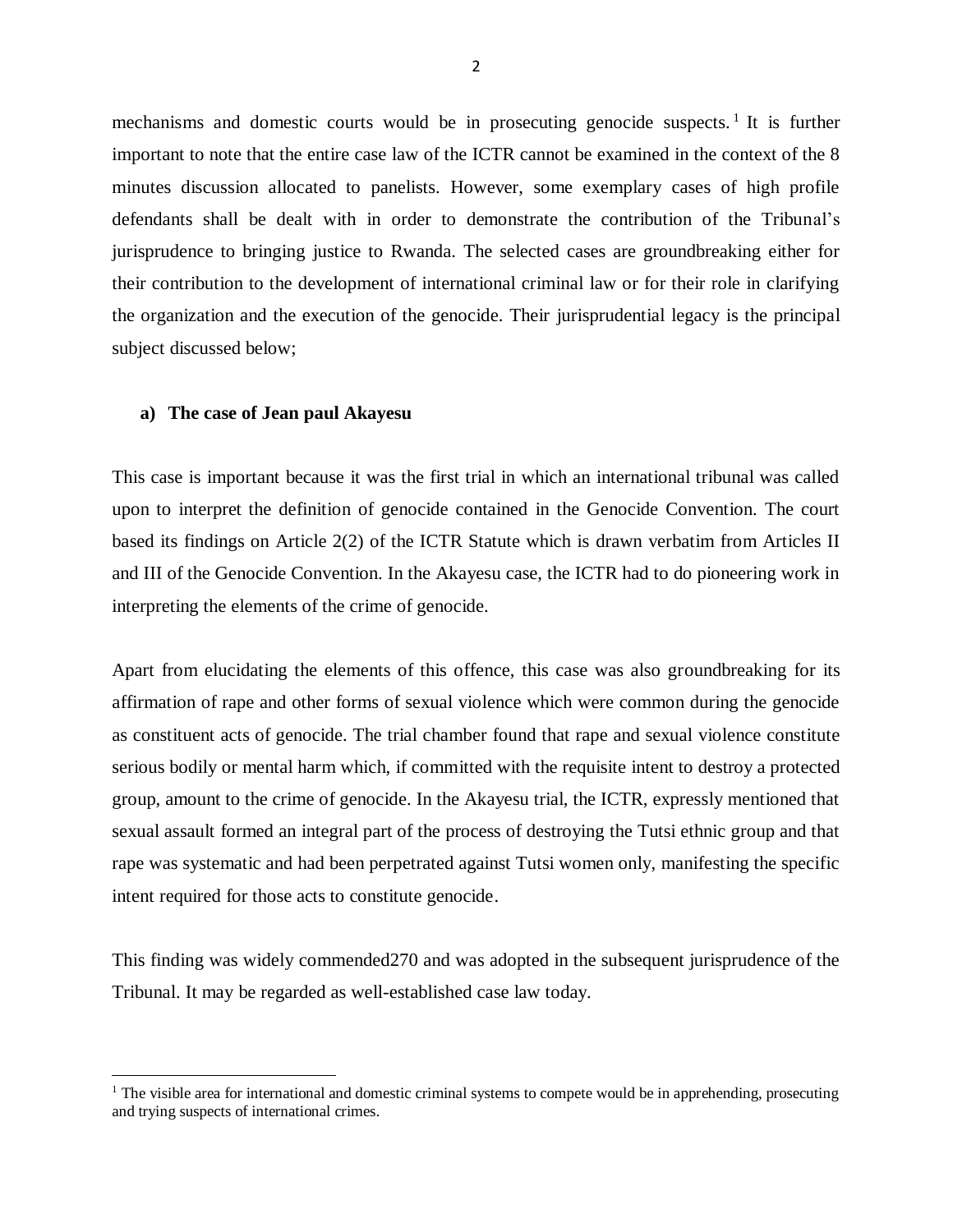mechanisms and domestic courts would be in prosecuting genocide suspects.[1] It is further important to note that the entire case law of the ICTR cannot be examined in the context of the 8 minutes discussion allocated to panelists. However, some exemplary cases of high profile defendants shall be dealt with in order to demonstrate the contribution of the Tribunal's jurisprudence to bringing justice to Rwanda. The selected cases are groundbreaking either for their contribution to the development of international criminal law or for their role in clarifying the organization and the execution of the genocide. Their jurisprudential legacy is the principal subject discussed below;

**a) The case of Jean paul Akayesu**

This case is important because it was the first trial in which an international tribunal was called upon to interpret the definition of genocide contained in the Genocide Convention. The court based its findings on Article 2(2) of the ICTR Statute which is drawn verbatim from Articles II and III of the Genocide Convention. In the Akayesu case, the ICTR had to do pioneering work in interpreting the elements of the crime of genocide.

Apart from elucidating the elements of this offence, this case was also groundbreaking for its affirmation of rape and other forms of sexual violence which were common during the genocide as constituent acts of genocide. The trial chamber found that rape and sexual violence constitute serious bodily or mental harm which, if committed with the requisite intent to destroy a protected group, amount to the crime of genocide. In the Akayesu trial, the ICTR, expressly mentioned that sexual assault formed an integral part of the process of destroying the Tutsi ethnic group and that rape was systematic and had been perpetrated against Tutsi women only, manifesting the specific intent required for those acts to constitute genocide.

This finding was widely commended270 and was adopted in the subsequent jurisprudence of the Tribunal. It may be regarded as well-established case law today.

[1] The visible area for international and domestic criminal systems to compete would be in apprehending, prosecuting and trying suspects of international crimes.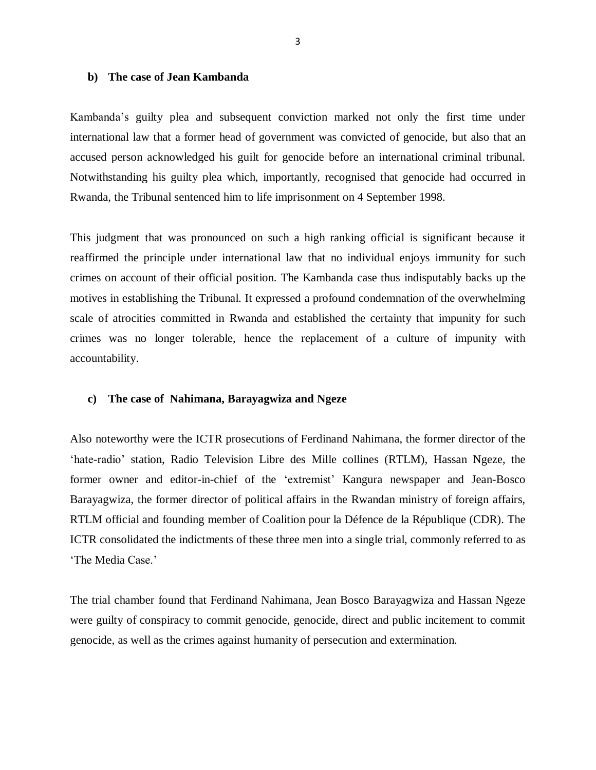### b) The case of Jean Kambanda

Kambanda's guilty plea and subsequent conviction marked not only the first time under international law that a former head of government was convicted of genocide, but also that an accused person acknowledged his guilt for genocide before an international criminal tribunal. Notwithstanding his guilty plea which, importantly, recognised that genocide had occurred in Rwanda, the Tribunal sentenced him to life imprisonment on 4 September 1998.

This judgment that was pronounced on such a high ranking official is significant because it reaffirmed the principle under international law that no individual enjoys immunity for such crimes on account of their official position. The Kambanda case thus indisputably backs up the motives in establishing the Tribunal. It expressed a profound condemnation of the overwhelming scale of atrocities committed in Rwanda and established the certainty that impunity for such crimes was no longer tolerable, hence the replacement of a culture of impunity with accountability.

### c) The case of Nahimana, Barayagwiza and Ngeze

Also noteworthy were the ICTR prosecutions of Ferdinand Nahimana, the former director of the 'hate-radio' station, Radio Television Libre des Mille collines (RTLM), Hassan Ngeze, the former owner and editor-in-chief of the 'extremist' Kangura newspaper and Jean-Bosco Barayagwiza, the former director of political affairs in the Rwandan ministry of foreign affairs, RTLM official and founding member of Coalition pour la Défence de la République (CDR). The ICTR consolidated the indictments of these three men into a single trial, commonly referred to as 'The Media Case.'

The trial chamber found that Ferdinand Nahimana, Jean Bosco Barayagwiza and Hassan Ngeze were guilty of conspiracy to commit genocide, genocide, direct and public incitement to commit genocide, as well as the crimes against humanity of persecution and extermination.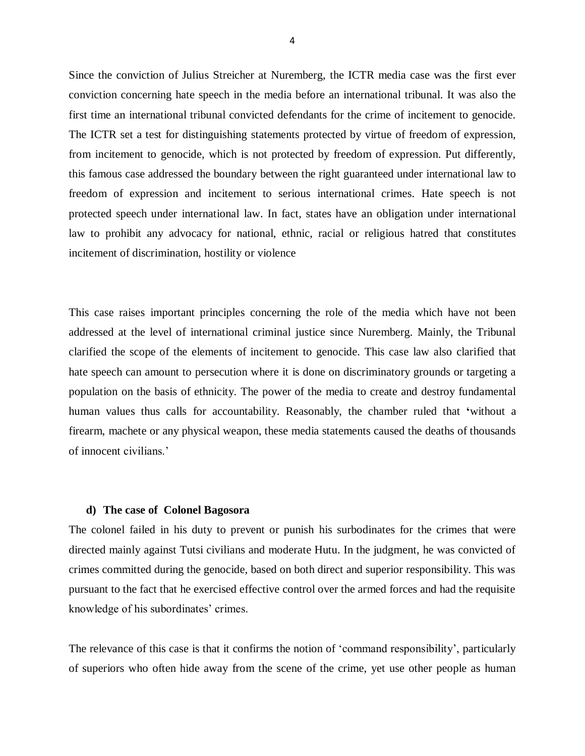Since the conviction of Julius Streicher at Nuremberg, the ICTR media case was the first ever conviction concerning hate speech in the media before an international tribunal. It was also the first time an international tribunal convicted defendants for the crime of incitement to genocide. The ICTR set a test for distinguishing statements protected by virtue of freedom of expression, from incitement to genocide, which is not protected by freedom of expression. Put differently, this famous case addressed the boundary between the right guaranteed under international law to freedom of expression and incitement to serious international crimes. Hate speech is not protected speech under international law. In fact, states have an obligation under international law to prohibit any advocacy for national, ethnic, racial or religious hatred that constitutes incitement of discrimination, hostility or violence

This case raises important principles concerning the role of the media which have not been addressed at the level of international criminal justice since Nuremberg. Mainly, the Tribunal clarified the scope of the elements of incitement to genocide. This case law also clarified that hate speech can amount to persecution where it is done on discriminatory grounds or targeting a population on the basis of ethnicity. The power of the media to create and destroy fundamental human values thus calls for accountability. Reasonably, the chamber ruled that 'without a firearm, machete or any physical weapon, these media statements caused the deaths of thousands of innocent civilians.'

### d) The case of Colonel Bagosora

The colonel failed in his duty to prevent or punish his surbodinates for the crimes that were directed mainly against Tutsi civilians and moderate Hutu. In the judgment, he was convicted of crimes committed during the genocide, based on both direct and superior responsibility. This was pursuant to the fact that he exercised effective control over the armed forces and had the requisite knowledge of his subordinates' crimes.

The relevance of this case is that it confirms the notion of 'command responsibility', particularly of superiors who often hide away from the scene of the crime, yet use other people as human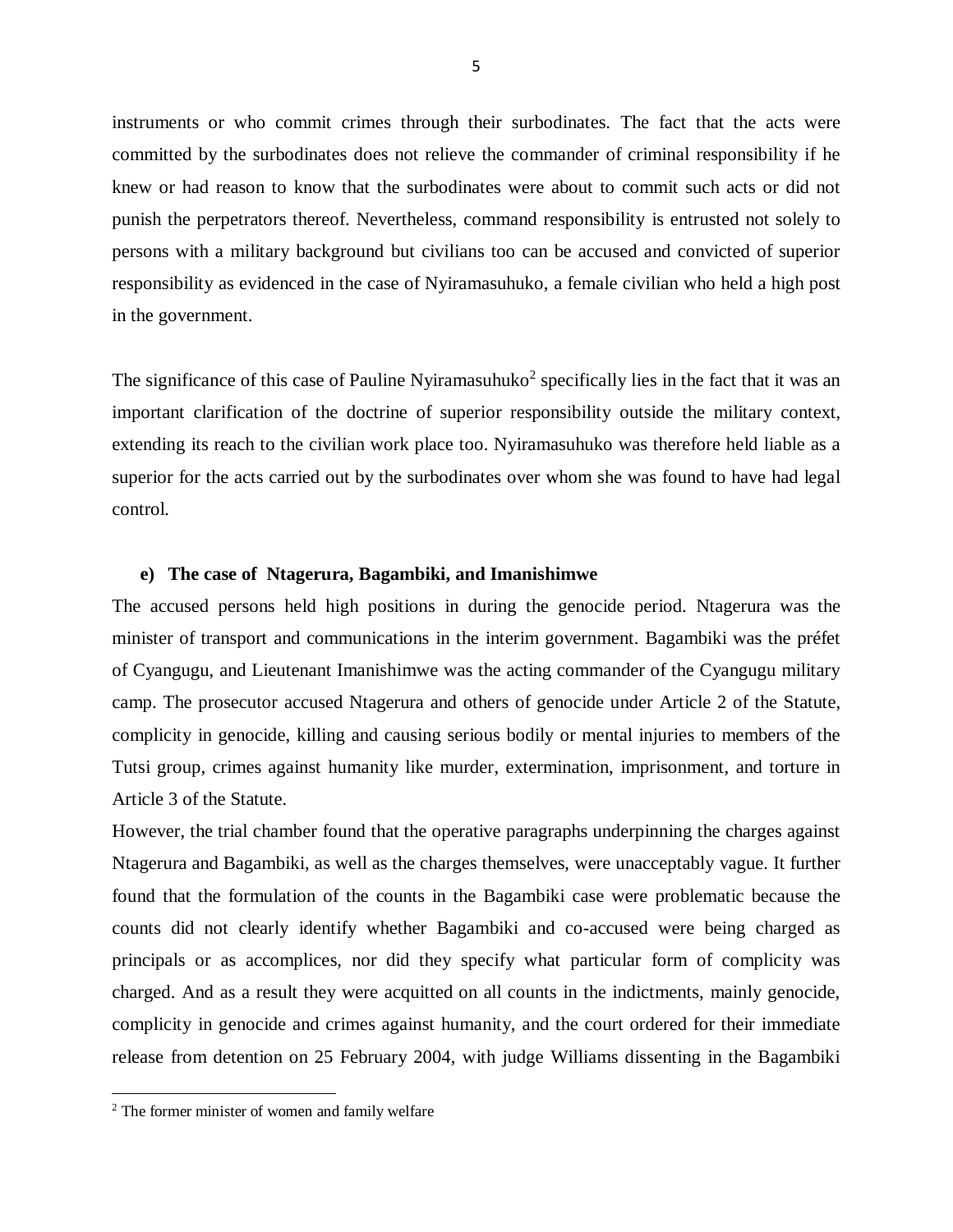instruments or who commit crimes through their surbodinates. The fact that the acts were committed by the surbodinates does not relieve the commander of criminal responsibility if he knew or had reason to know that the surbodinates were about to commit such acts or did not punish the perpetrators thereof. Nevertheless, command responsibility is entrusted not solely to persons with a military background but civilians too can be accused and convicted of superior responsibility as evidenced in the case of Nyiramasuhuko, a female civilian who held a high post in the government.

The significance of this case of Pauline Nyiramasuhuko[2] specifically lies in the fact that it was an important clarification of the doctrine of superior responsibility outside the military context, extending its reach to the civilian work place too. Nyiramasuhuko was therefore held liable as a superior for the acts carried out by the surbodinates over whom she was found to have had legal control.

**e) The case of Ntagerura, Bagambiki, and Imanishimwe**

The accused persons held high positions in during the genocide period. Ntagerura was the minister of transport and communications in the interim government. Bagambiki was the préfet of Cyangugu, and Lieutenant Imanishimwe was the acting commander of the Cyangugu military camp. The prosecutor accused Ntagerura and others of genocide under Article 2 of the Statute, complicity in genocide, killing and causing serious bodily or mental injuries to members of the Tutsi group, crimes against humanity like murder, extermination, imprisonment, and torture in Article 3 of the Statute.

However, the trial chamber found that the operative paragraphs underpinning the charges against Ntagerura and Bagambiki, as well as the charges themselves, were unacceptably vague. It further found that the formulation of the counts in the Bagambiki case were problematic because the counts did not clearly identify whether Bagambiki and co-accused were being charged as principals or as accomplices, nor did they specify what particular form of complicity was charged. And as a result they were acquitted on all counts in the indictments, mainly genocide, complicity in genocide and crimes against humanity, and the court ordered for their immediate release from detention on 25 February 2004, with judge Williams dissenting in the Bagambiki

[2] The former minister of women and family welfare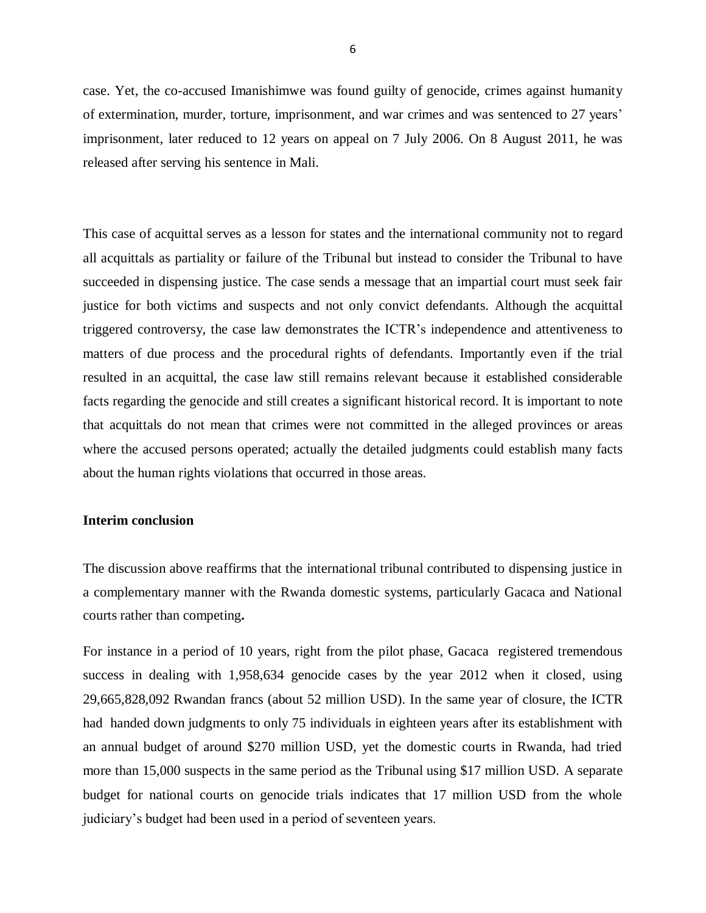case. Yet, the co-accused Imanishimwe was found guilty of genocide, crimes against humanity of extermination, murder, torture, imprisonment, and war crimes and was sentenced to 27 years' imprisonment, later reduced to 12 years on appeal on 7 July 2006. On 8 August 2011, he was released after serving his sentence in Mali.

This case of acquittal serves as a lesson for states and the international community not to regard all acquittals as partiality or failure of the Tribunal but instead to consider the Tribunal to have succeeded in dispensing justice. The case sends a message that an impartial court must seek fair justice for both victims and suspects and not only convict defendants. Although the acquittal triggered controversy, the case law demonstrates the ICTR's independence and attentiveness to matters of due process and the procedural rights of defendants. Importantly even if the trial resulted in an acquittal, the case law still remains relevant because it established considerable facts regarding the genocide and still creates a significant historical record. It is important to note that acquittals do not mean that crimes were not committed in the alleged provinces or areas where the accused persons operated; actually the detailed judgments could establish many facts about the human rights violations that occurred in those areas.

**Interim conclusion**

The discussion above reaffirms that the international tribunal contributed to dispensing justice in a complementary manner with the Rwanda domestic systems, particularly Gacaca and National courts rather than competing**.**

For instance in a period of 10 years, right from the pilot phase, Gacaca registered tremendous success in dealing with 1,958,634 genocide cases by the year 2012 when it closed, using 29,665,828,092 Rwandan francs (about 52 million USD). In the same year of closure, the ICTR had handed down judgments to only 75 individuals in eighteen years after its establishment with an annual budget of around $270 million USD, yet the domestic courts in Rwanda, had tried more than 15,000 suspects in the same period as the Tribunal using $17 million USD. A separate budget for national courts on genocide trials indicates that 17 million USD from the whole judiciary's budget had been used in a period of seventeen years.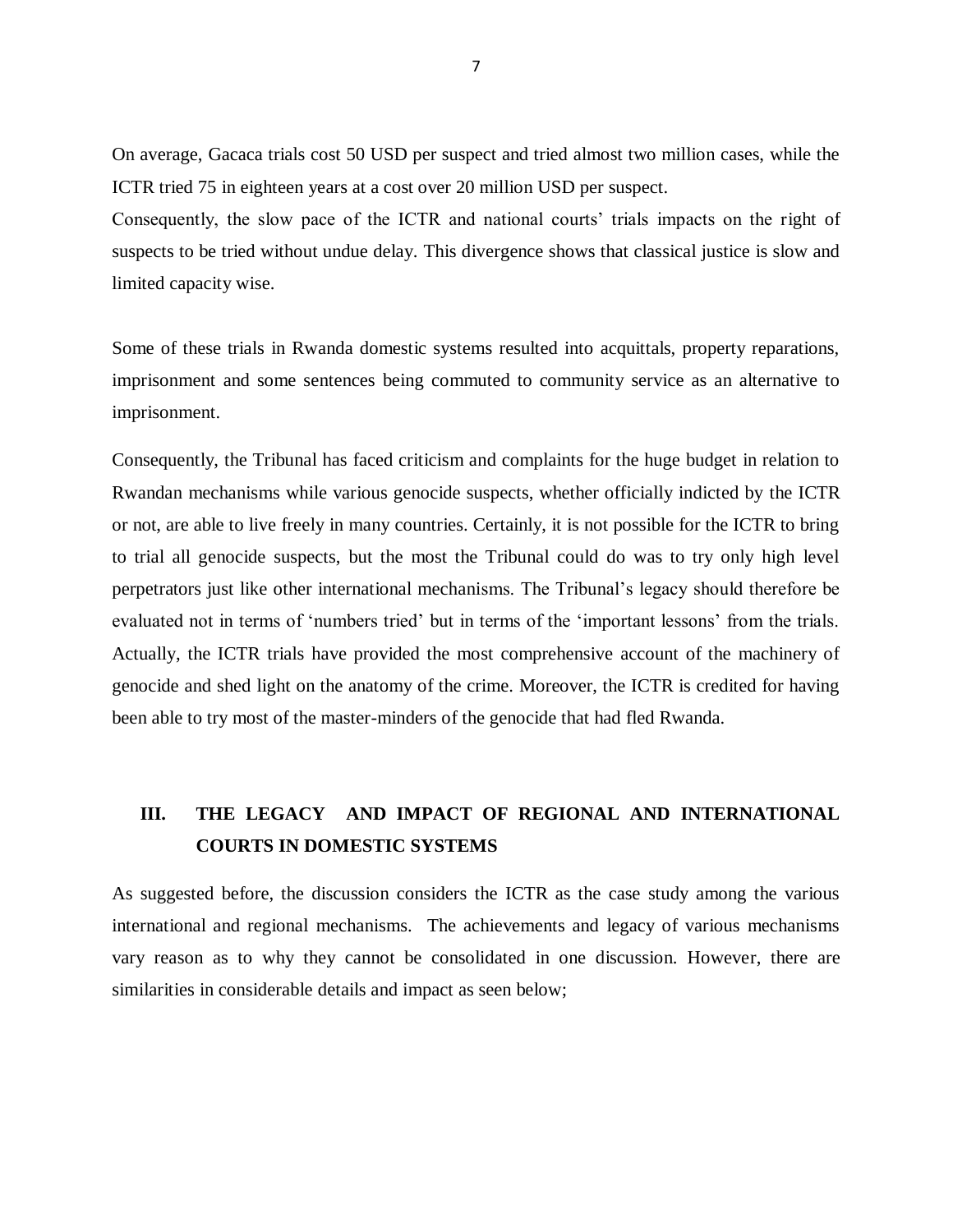On average, Gacaca trials cost 50 USD per suspect and tried almost two million cases, while the ICTR tried 75 in eighteen years at a cost over 20 million USD per suspect.

Consequently, the slow pace of the ICTR and national courts' trials impacts on the right of suspects to be tried without undue delay. This divergence shows that classical justice is slow and limited capacity wise.

Some of these trials in Rwanda domestic systems resulted into acquittals, property reparations, imprisonment and some sentences being commuted to community service as an alternative to imprisonment.

Consequently, the Tribunal has faced criticism and complaints for the huge budget in relation to Rwandan mechanisms while various genocide suspects, whether officially indicted by the ICTR or not, are able to live freely in many countries. Certainly, it is not possible for the ICTR to bring to trial all genocide suspects, but the most the Tribunal could do was to try only high level perpetrators just like other international mechanisms. The Tribunal's legacy should therefore be evaluated not in terms of 'numbers tried' but in terms of the 'important lessons' from the trials. Actually, the ICTR trials have provided the most comprehensive account of the machinery of genocide and shed light on the anatomy of the crime. Moreover, the ICTR is credited for having been able to try most of the master-minders of the genocide that had fled Rwanda.

## III. THE LEGACY AND IMPACT OF REGIONAL AND INTERNATIONAL COURTS IN DOMESTIC SYSTEMS

As suggested before, the discussion considers the ICTR as the case study among the various international and regional mechanisms. The achievements and legacy of various mechanisms vary reason as to why they cannot be consolidated in one discussion. However, there are similarities in considerable details and impact as seen below;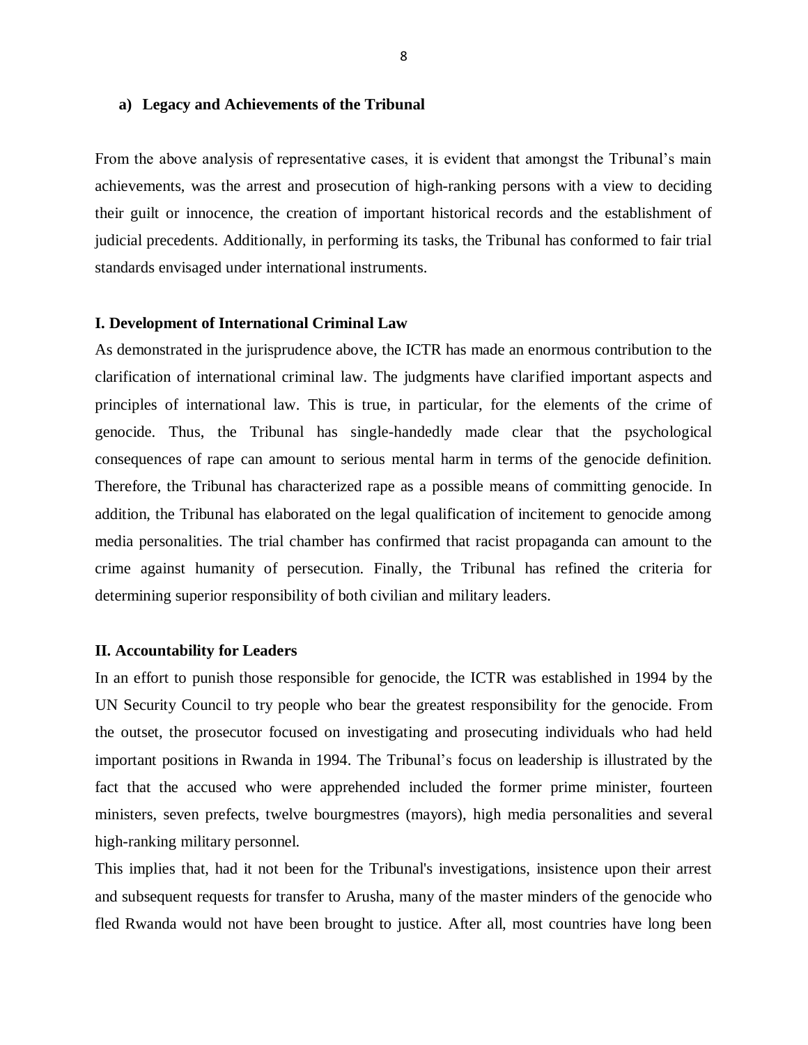**a) Legacy and Achievements of the Tribunal**

From the above analysis of representative cases, it is evident that amongst the Tribunal's main achievements, was the arrest and prosecution of high-ranking persons with a view to deciding their guilt or innocence, the creation of important historical records and the establishment of judicial precedents. Additionally, in performing its tasks, the Tribunal has conformed to fair trial standards envisaged under international instruments.

**I. Development of International Criminal Law**

As demonstrated in the jurisprudence above, the ICTR has made an enormous contribution to the clarification of international criminal law. The judgments have clarified important aspects and principles of international law. This is true, in particular, for the elements of the crime of genocide. Thus, the Tribunal has single-handedly made clear that the psychological consequences of rape can amount to serious mental harm in terms of the genocide definition. Therefore, the Tribunal has characterized rape as a possible means of committing genocide. In addition, the Tribunal has elaborated on the legal qualification of incitement to genocide among media personalities. The trial chamber has confirmed that racist propaganda can amount to the crime against humanity of persecution. Finally, the Tribunal has refined the criteria for determining superior responsibility of both civilian and military leaders.

**II. Accountability for Leaders**

In an effort to punish those responsible for genocide, the ICTR was established in 1994 by the UN Security Council to try people who bear the greatest responsibility for the genocide. From the outset, the prosecutor focused on investigating and prosecuting individuals who had held important positions in Rwanda in 1994. The Tribunal's focus on leadership is illustrated by the fact that the accused who were apprehended included the former prime minister, fourteen ministers, seven prefects, twelve bourgmestres (mayors), high media personalities and several high-ranking military personnel.

This implies that, had it not been for the Tribunal's investigations, insistence upon their arrest and subsequent requests for transfer to Arusha, many of the master minders of the genocide who fled Rwanda would not have been brought to justice. After all, most countries have long been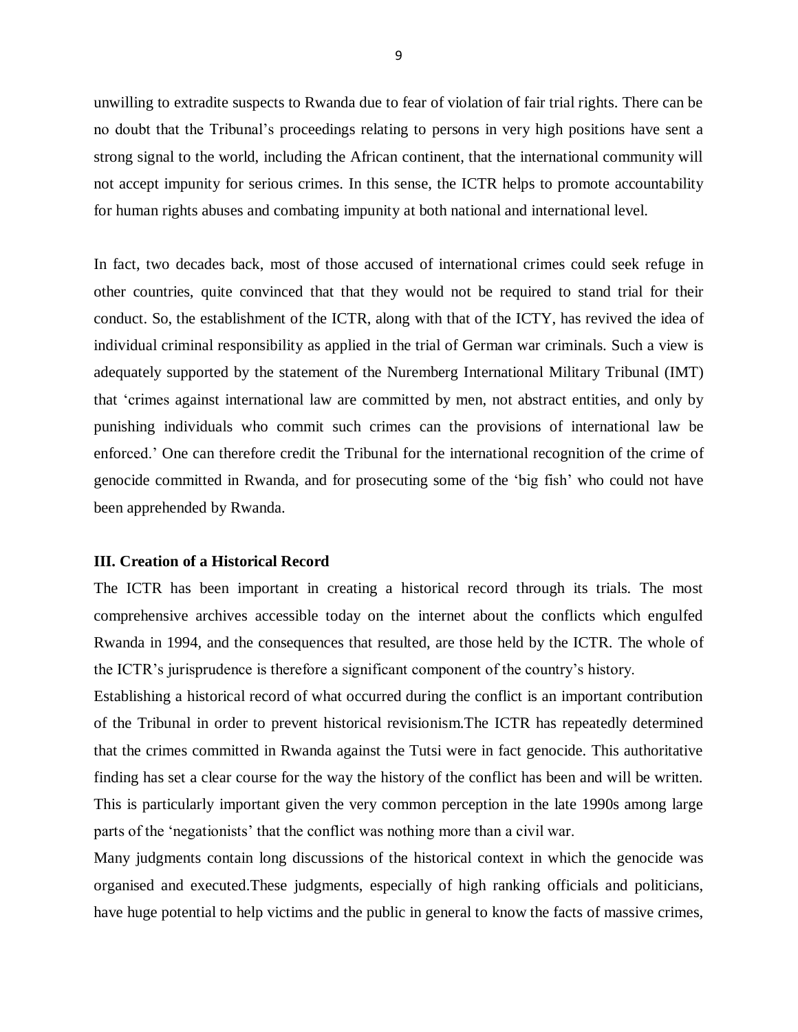unwilling to extradite suspects to Rwanda due to fear of violation of fair trial rights. There can be no doubt that the Tribunal's proceedings relating to persons in very high positions have sent a strong signal to the world, including the African continent, that the international community will not accept impunity for serious crimes. In this sense, the ICTR helps to promote accountability for human rights abuses and combating impunity at both national and international level.

In fact, two decades back, most of those accused of international crimes could seek refuge in other countries, quite convinced that that they would not be required to stand trial for their conduct. So, the establishment of the ICTR, along with that of the ICTY, has revived the idea of individual criminal responsibility as applied in the trial of German war criminals. Such a view is adequately supported by the statement of the Nuremberg International Military Tribunal (IMT) that 'crimes against international law are committed by men, not abstract entities, and only by punishing individuals who commit such crimes can the provisions of international law be enforced.' One can therefore credit the Tribunal for the international recognition of the crime of genocide committed in Rwanda, and for prosecuting some of the 'big fish' who could not have been apprehended by Rwanda.

### III. Creation of a Historical Record

The ICTR has been important in creating a historical record through its trials. The most comprehensive archives accessible today on the internet about the conflicts which engulfed Rwanda in 1994, and the consequences that resulted, are those held by the ICTR. The whole of the ICTR's jurisprudence is therefore a significant component of the country's history.

Establishing a historical record of what occurred during the conflict is an important contribution of the Tribunal in order to prevent historical revisionism.The ICTR has repeatedly determined that the crimes committed in Rwanda against the Tutsi were in fact genocide. This authoritative finding has set a clear course for the way the history of the conflict has been and will be written. This is particularly important given the very common perception in the late 1990s among large parts of the 'negationists' that the conflict was nothing more than a civil war.

Many judgments contain long discussions of the historical context in which the genocide was organised and executed.These judgments, especially of high ranking officials and politicians, have huge potential to help victims and the public in general to know the facts of massive crimes,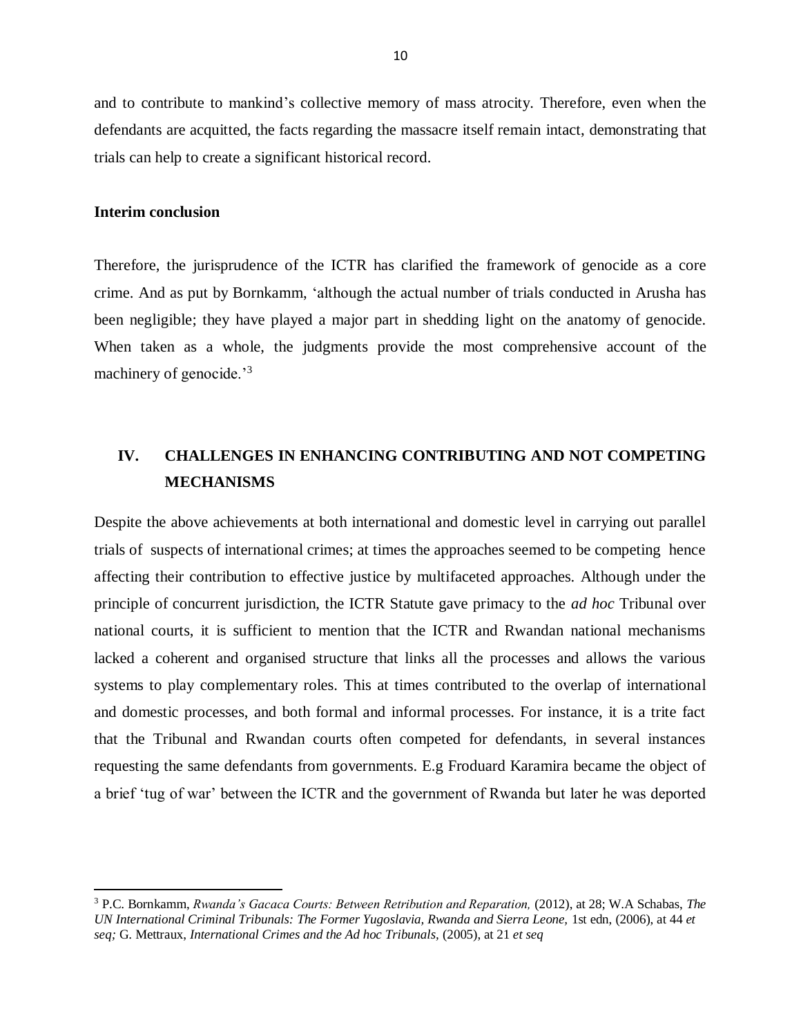and to contribute to mankind's collective memory of mass atrocity. Therefore, even when the defendants are acquitted, the facts regarding the massacre itself remain intact, demonstrating that trials can help to create a significant historical record.

**Interim conclusion**

Therefore, the jurisprudence of the ICTR has clarified the framework of genocide as a core crime. And as put by Bornkamm, 'although the actual number of trials conducted in Arusha has been negligible; they have played a major part in shedding light on the anatomy of genocide. When taken as a whole, the judgments provide the most comprehensive account of the machinery of genocide.'[3]

## IV. CHALLENGES IN ENHANCING CONTRIBUTING AND NOT COMPETING MECHANISMS

Despite the above achievements at both international and domestic level in carrying out parallel trials of suspects of international crimes; at times the approaches seemed to be competing hence affecting their contribution to effective justice by multifaceted approaches. Although under the principle of concurrent jurisdiction, the ICTR Statute gave primacy to the *ad hoc* Tribunal over national courts, it is sufficient to mention that the ICTR and Rwandan national mechanisms lacked a coherent and organised structure that links all the processes and allows the various systems to play complementary roles. This at times contributed to the overlap of international and domestic processes, and both formal and informal processes. For instance, it is a trite fact that the Tribunal and Rwandan courts often competed for defendants, in several instances requesting the same defendants from governments. E.g Froduard Karamira became the object of a brief 'tug of war' between the ICTR and the government of Rwanda but later he was deported

---

[3] P.C. Bornkamm, *Rwanda's Gacaca Courts: Between Retribution and Reparation,* (2012), at 28; W.A Schabas, *The UN International Criminal Tribunals: The Former Yugoslavia, Rwanda and Sierra Leone,* 1st edn, (2006), at 44 *et seq;* G. Mettraux, *International Crimes and the Ad hoc Tribunals,* (2005), at 21 *et seq*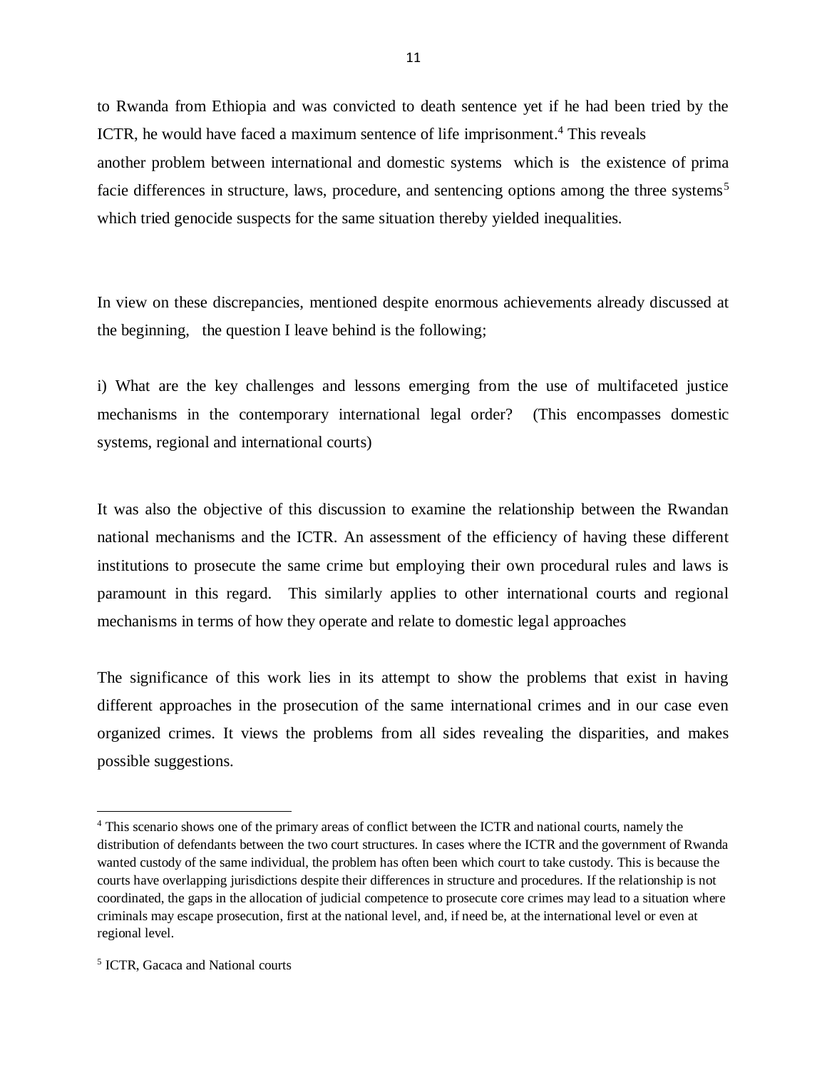to Rwanda from Ethiopia and was convicted to death sentence yet if he had been tried by the ICTR, he would have faced a maximum sentence of life imprisonment.[4] This reveals another problem between international and domestic systems which is the existence of prima facie differences in structure, laws, procedure, and sentencing options among the three systems[5] which tried genocide suspects for the same situation thereby yielded inequalities.

In view on these discrepancies, mentioned despite enormous achievements already discussed at the beginning, the question I leave behind is the following;

i) What are the key challenges and lessons emerging from the use of multifaceted justice mechanisms in the contemporary international legal order? (This encompasses domestic systems, regional and international courts)

It was also the objective of this discussion to examine the relationship between the Rwandan national mechanisms and the ICTR. An assessment of the efficiency of having these different institutions to prosecute the same crime but employing their own procedural rules and laws is paramount in this regard. This similarly applies to other international courts and regional mechanisms in terms of how they operate and relate to domestic legal approaches

The significance of this work lies in its attempt to show the problems that exist in having different approaches in the prosecution of the same international crimes and in our case even organized crimes. It views the problems from all sides revealing the disparities, and makes possible suggestions.

---

[4] This scenario shows one of the primary areas of conflict between the ICTR and national courts, namely the distribution of defendants between the two court structures. In cases where the ICTR and the government of Rwanda wanted custody of the same individual, the problem has often been which court to take custody. This is because the courts have overlapping jurisdictions despite their differences in structure and procedures. If the relationship is not coordinated, the gaps in the allocation of judicial competence to prosecute core crimes may lead to a situation where criminals may escape prosecution, first at the national level, and, if need be, at the international level or even at regional level.

[5] ICTR, Gacaca and National courts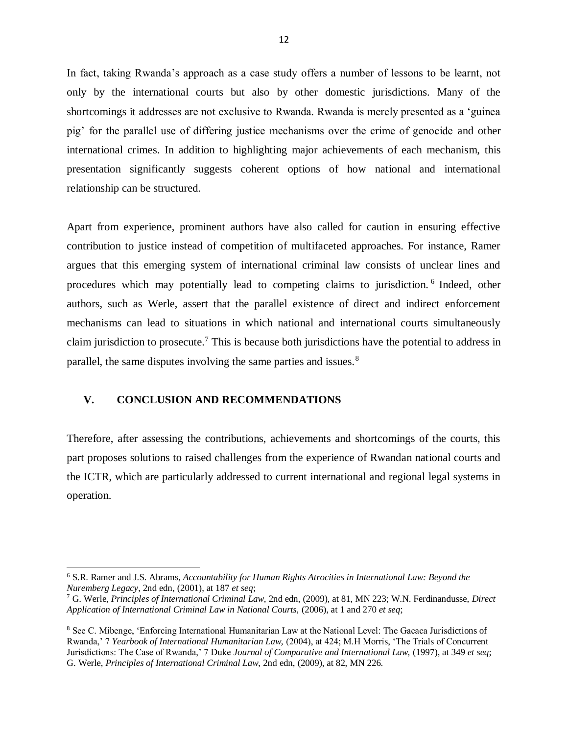In fact, taking Rwanda's approach as a case study offers a number of lessons to be learnt, not only by the international courts but also by other domestic jurisdictions. Many of the shortcomings it addresses are not exclusive to Rwanda. Rwanda is merely presented as a 'guinea pig' for the parallel use of differing justice mechanisms over the crime of genocide and other international crimes. In addition to highlighting major achievements of each mechanism, this presentation significantly suggests coherent options of how national and international relationship can be structured.

Apart from experience, prominent authors have also called for caution in ensuring effective contribution to justice instead of competition of multifaceted approaches. For instance, Ramer argues that this emerging system of international criminal law consists of unclear lines and procedures which may potentially lead to competing claims to jurisdiction.[6] Indeed, other authors, such as Werle, assert that the parallel existence of direct and indirect enforcement mechanisms can lead to situations in which national and international courts simultaneously claim jurisdiction to prosecute.[7] This is because both jurisdictions have the potential to address in parallel, the same disputes involving the same parties and issues.[8]

## V. CONCLUSION AND RECOMMENDATIONS

Therefore, after assessing the contributions, achievements and shortcomings of the courts, this part proposes solutions to raised challenges from the experience of Rwandan national courts and the ICTR, which are particularly addressed to current international and regional legal systems in operation.

---

[6] S.R. Ramer and J.S. Abrams, *Accountability for Human Rights Atrocities in International Law: Beyond the Nuremberg Legacy*, 2nd edn, (2001), at 187 *et seq*;

[7] G. Werle, *Principles of International Criminal Law*, 2nd edn, (2009), at 81, MN 223; W.N. Ferdinandusse, *Direct Application of International Criminal Law in National Courts,* (2006), at 1 and 270 *et seq*;

[8] See C. Mibenge, 'Enforcing International Humanitarian Law at the National Level: The Gacaca Jurisdictions of Rwanda,' 7 *Yearbook of International Humanitarian Law,* (2004), at 424; M.H Morris, 'The Trials of Concurrent Jurisdictions: The Case of Rwanda,' 7 Duke *Journal of Comparative and International Law,* (1997), at 349 *et seq*; G. Werle, *Principles of International Criminal Law*, 2nd edn, (2009), at 82, MN 226.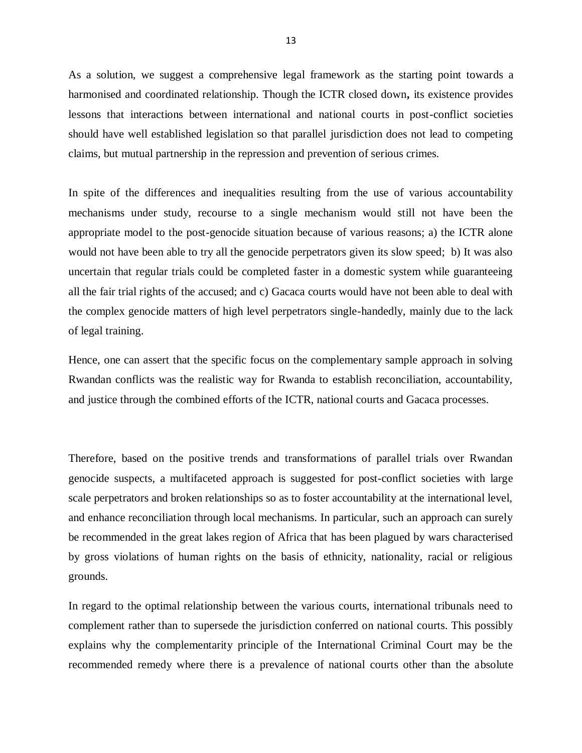As a solution, we suggest a comprehensive legal framework as the starting point towards a harmonised and coordinated relationship. Though the ICTR closed down**,** its existence provides lessons that interactions between international and national courts in post-conflict societies should have well established legislation so that parallel jurisdiction does not lead to competing claims, but mutual partnership in the repression and prevention of serious crimes.

In spite of the differences and inequalities resulting from the use of various accountability mechanisms under study, recourse to a single mechanism would still not have been the appropriate model to the post-genocide situation because of various reasons; a) the ICTR alone would not have been able to try all the genocide perpetrators given its slow speed; b) It was also uncertain that regular trials could be completed faster in a domestic system while guaranteeing all the fair trial rights of the accused; and c) Gacaca courts would have not been able to deal with the complex genocide matters of high level perpetrators single-handedly, mainly due to the lack of legal training.

Hence, one can assert that the specific focus on the complementary sample approach in solving Rwandan conflicts was the realistic way for Rwanda to establish reconciliation, accountability, and justice through the combined efforts of the ICTR, national courts and Gacaca processes.

Therefore, based on the positive trends and transformations of parallel trials over Rwandan genocide suspects, a multifaceted approach is suggested for post-conflict societies with large scale perpetrators and broken relationships so as to foster accountability at the international level, and enhance reconciliation through local mechanisms. In particular, such an approach can surely be recommended in the great lakes region of Africa that has been plagued by wars characterised by gross violations of human rights on the basis of ethnicity, nationality, racial or religious grounds.

In regard to the optimal relationship between the various courts, international tribunals need to complement rather than to supersede the jurisdiction conferred on national courts. This possibly explains why the complementarity principle of the International Criminal Court may be the recommended remedy where there is a prevalence of national courts other than the absolute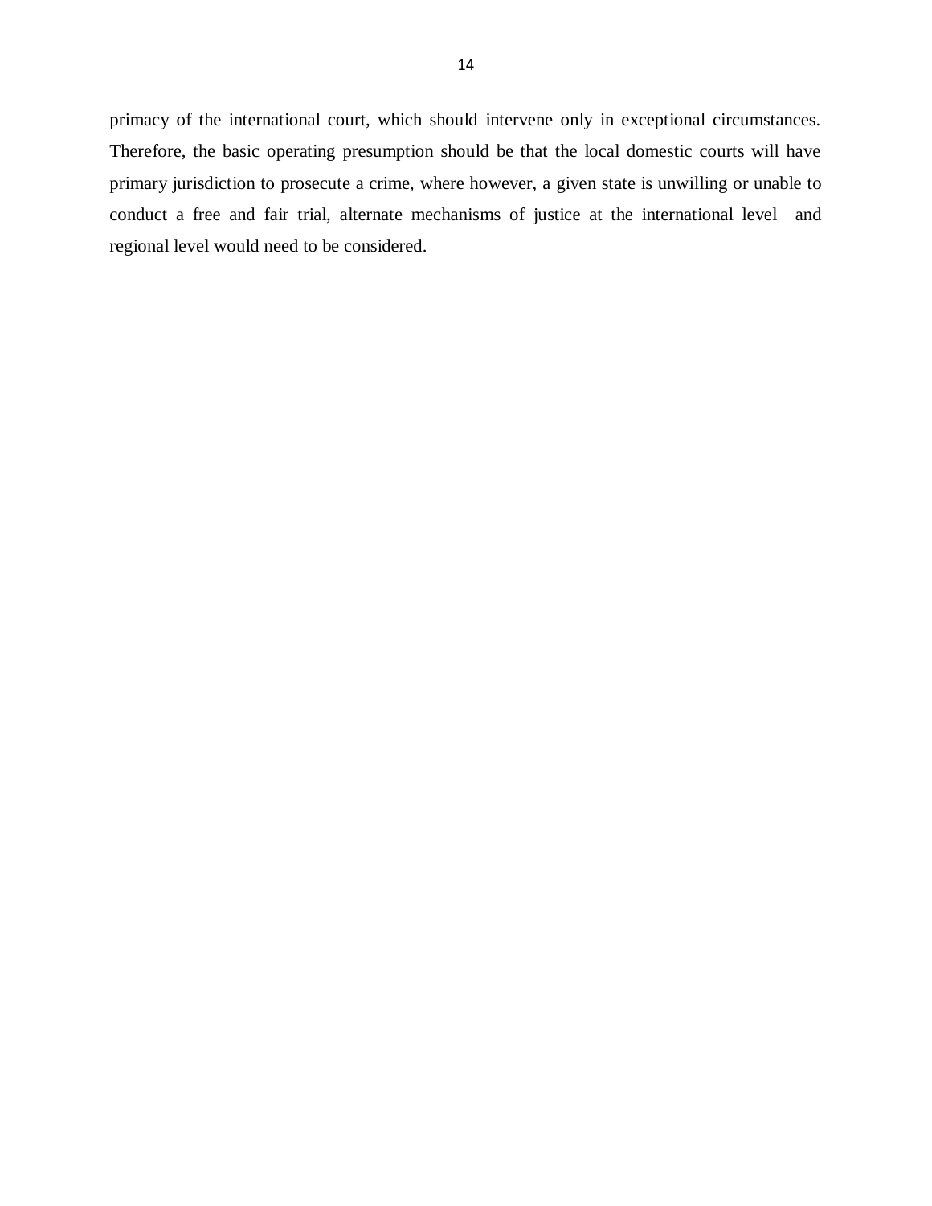primacy of the international court, which should intervene only in exceptional circumstances. Therefore, the basic operating presumption should be that the local domestic courts will have primary jurisdiction to prosecute a crime, where however, a given state is unwilling or unable to conduct a free and fair trial, alternate mechanisms of justice at the international level and regional level would need to be considered.